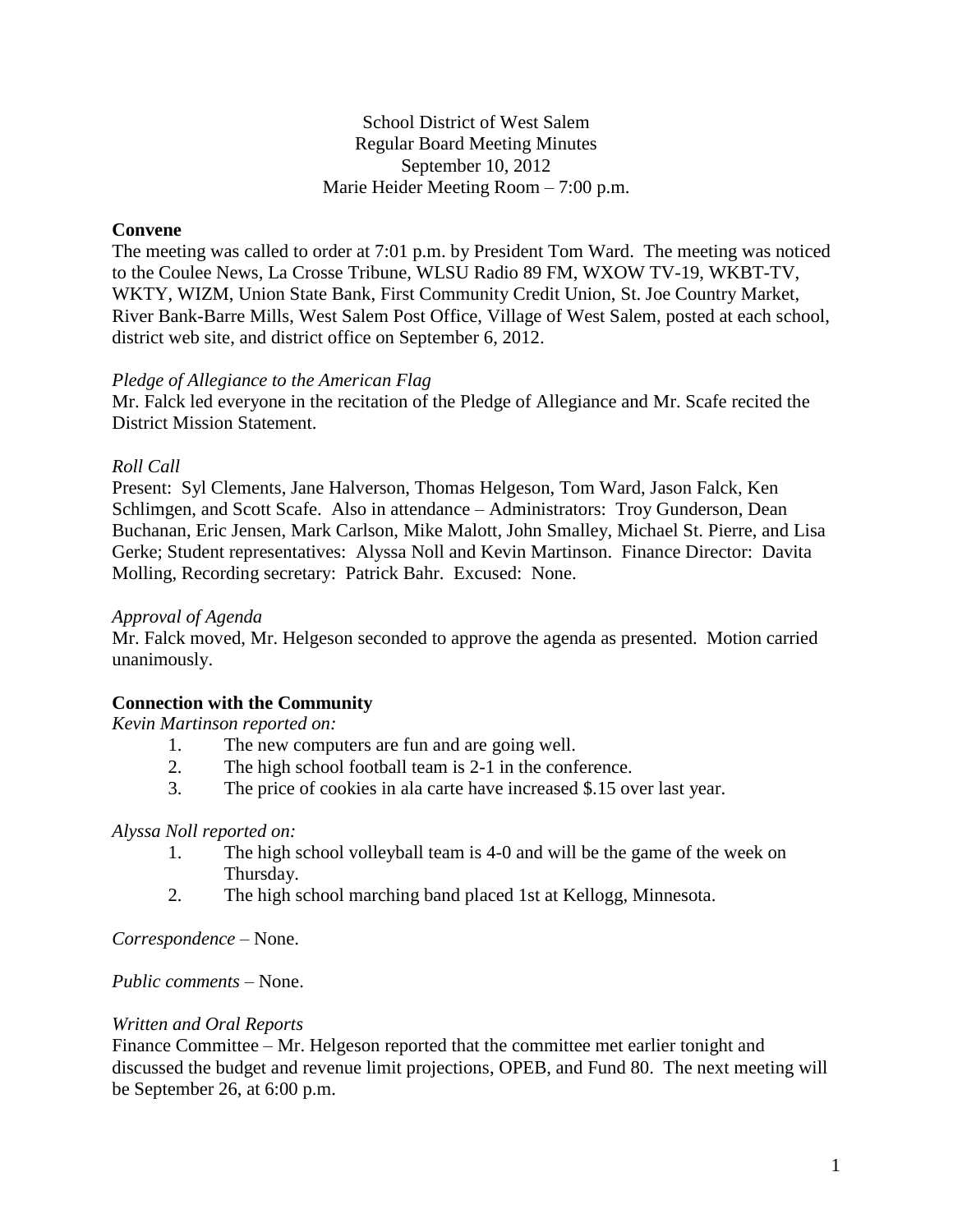School District of West Salem
Regular Board Meeting Minutes
September 10, 2012
Marie Heider Meeting Room – 7:00 p.m.

**Convene**

The meeting was called to order at 7:01 p.m. by President Tom Ward. The meeting was noticed to the Coulee News, La Crosse Tribune, WLSU Radio 89 FM, WXOW TV-19, WKBT-TV, WKTY, WIZM, Union State Bank, First Community Credit Union, St. Joe Country Market, River Bank-Barre Mills, West Salem Post Office, Village of West Salem, posted at each school, district web site, and district office on September 6, 2012.

*Pledge of Allegiance to the American Flag*

Mr. Falck led everyone in the recitation of the Pledge of Allegiance and Mr. Scafe recited the District Mission Statement.

*Roll Call*

Present: Syl Clements, Jane Halverson, Thomas Helgeson, Tom Ward, Jason Falck, Ken Schlimgen, and Scott Scafe. Also in attendance – Administrators: Troy Gunderson, Dean Buchanan, Eric Jensen, Mark Carlson, Mike Malott, John Smalley, Michael St. Pierre, and Lisa Gerke; Student representatives: Alyssa Noll and Kevin Martinson. Finance Director: Davita Molling, Recording secretary: Patrick Bahr. Excused: None.

*Approval of Agenda*

Mr. Falck moved, Mr. Helgeson seconded to approve the agenda as presented. Motion carried unanimously.

**Connection with the Community**

*Kevin Martinson reported on:*

1. The new computers are fun and are going well.
2. The high school football team is 2-1 in the conference.
3. The price of cookies in ala carte have increased $.15 over last year.

*Alyssa Noll reported on:*

1. The high school volleyball team is 4-0 and will be the game of the week on Thursday.
2. The high school marching band placed 1st at Kellogg, Minnesota.

*Correspondence* – None.

*Public comments* – None.

*Written and Oral Reports*

Finance Committee – Mr. Helgeson reported that the committee met earlier tonight and discussed the budget and revenue limit projections, OPEB, and Fund 80. The next meeting will be September 26, at 6:00 p.m.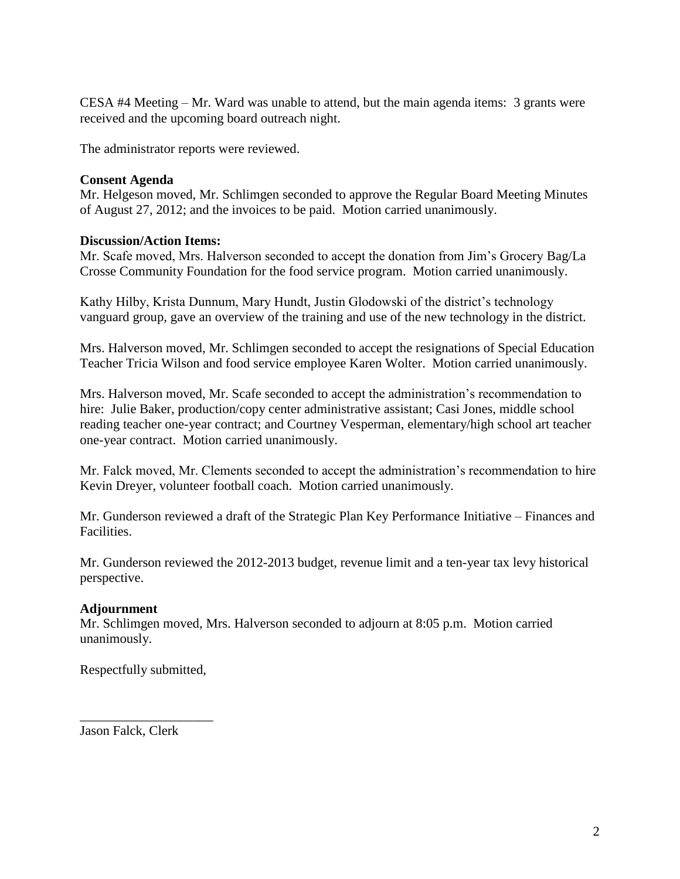CESA #4 Meeting – Mr. Ward was unable to attend, but the main agenda items: 3 grants were received and the upcoming board outreach night.

The administrator reports were reviewed.

**Consent Agenda**
Mr. Helgeson moved, Mr. Schlimgen seconded to approve the Regular Board Meeting Minutes of August 27, 2012; and the invoices to be paid. Motion carried unanimously.

**Discussion/Action Items:**
Mr. Scafe moved, Mrs. Halverson seconded to accept the donation from Jim's Grocery Bag/La Crosse Community Foundation for the food service program. Motion carried unanimously.

Kathy Hilby, Krista Dunnum, Mary Hundt, Justin Glodowski of the district's technology vanguard group, gave an overview of the training and use of the new technology in the district.

Mrs. Halverson moved, Mr. Schlimgen seconded to accept the resignations of Special Education Teacher Tricia Wilson and food service employee Karen Wolter. Motion carried unanimously.

Mrs. Halverson moved, Mr. Scafe seconded to accept the administration's recommendation to hire: Julie Baker, production/copy center administrative assistant; Casi Jones, middle school reading teacher one-year contract; and Courtney Vesperman, elementary/high school art teacher one-year contract. Motion carried unanimously.

Mr. Falck moved, Mr. Clements seconded to accept the administration's recommendation to hire Kevin Dreyer, volunteer football coach. Motion carried unanimously.

Mr. Gunderson reviewed a draft of the Strategic Plan Key Performance Initiative – Finances and Facilities.

Mr. Gunderson reviewed the 2012-2013 budget, revenue limit and a ten-year tax levy historical perspective.

**Adjournment**
Mr. Schlimgen moved, Mrs. Halverson seconded to adjourn at 8:05 p.m. Motion carried unanimously.

Respectfully submitted,

____________________
Jason Falck, Clerk